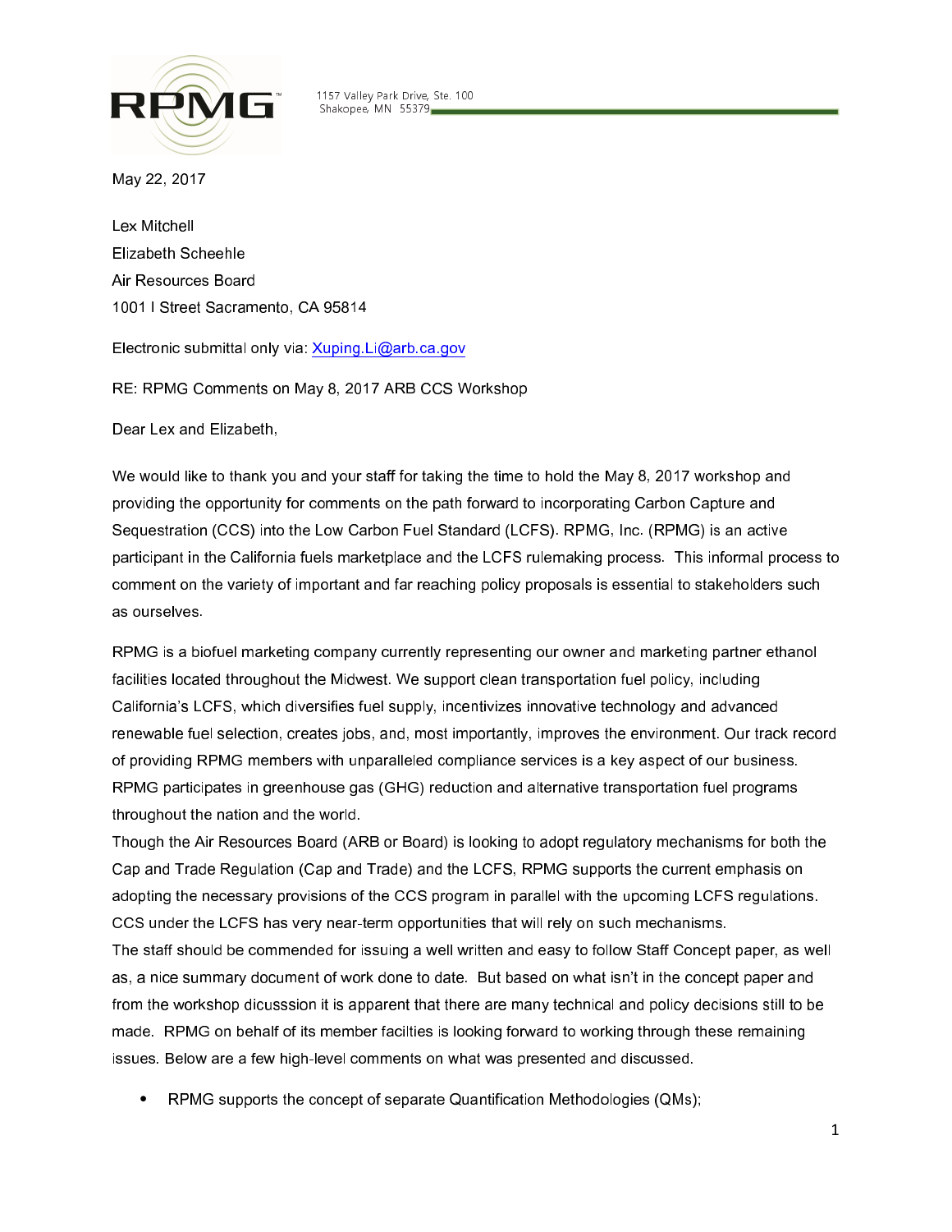RPMG

1157 Valley Park Drive, Ste. 100
Shakopee, MN 55379

May 22, 2017

Lex Mitchell
Elizabeth Scheehle
Air Resources Board
1001 I Street Sacramento, CA 95814

Electronic submittal only via: Xuping.Li@arb.ca.gov

RE: RPMG Comments on May 8, 2017 ARB CCS Workshop

Dear Lex and Elizabeth,

We would like to thank you and your staff for taking the time to hold the May 8, 2017 workshop and providing the opportunity for comments on the path forward to incorporating Carbon Capture and Sequestration (CCS) into the Low Carbon Fuel Standard (LCFS). RPMG, Inc. (RPMG) is an active participant in the California fuels marketplace and the LCFS rulemaking process. This informal process to comment on the variety of important and far reaching policy proposals is essential to stakeholders such as ourselves.

RPMG is a biofuel marketing company currently representing our owner and marketing partner ethanol facilities located throughout the Midwest. We support clean transportation fuel policy, including California's LCFS, which diversifies fuel supply, incentivizes innovative technology and advanced renewable fuel selection, creates jobs, and, most importantly, improves the environment. Our track record of providing RPMG members with unparalleled compliance services is a key aspect of our business. RPMG participates in greenhouse gas (GHG) reduction and alternative transportation fuel programs throughout the nation and the world.

Though the Air Resources Board (ARB or Board) is looking to adopt regulatory mechanisms for both the Cap and Trade Regulation (Cap and Trade) and the LCFS, RPMG supports the current emphasis on adopting the necessary provisions of the CCS program in parallel with the upcoming LCFS regulations. CCS under the LCFS has very near-term opportunities that will rely on such mechanisms.

The staff should be commended for issuing a well written and easy to follow Staff Concept paper, as well as, a nice summary document of work done to date. But based on what isn't in the concept paper and from the workshop dicusssion it is apparent that there are many technical and policy decisions still to be made. RPMG on behalf of its member facilties is looking forward to working through these remaining issues. Below are a few high-level comments on what was presented and discussed.

- RPMG supports the concept of separate Quantification Methodologies (QMs);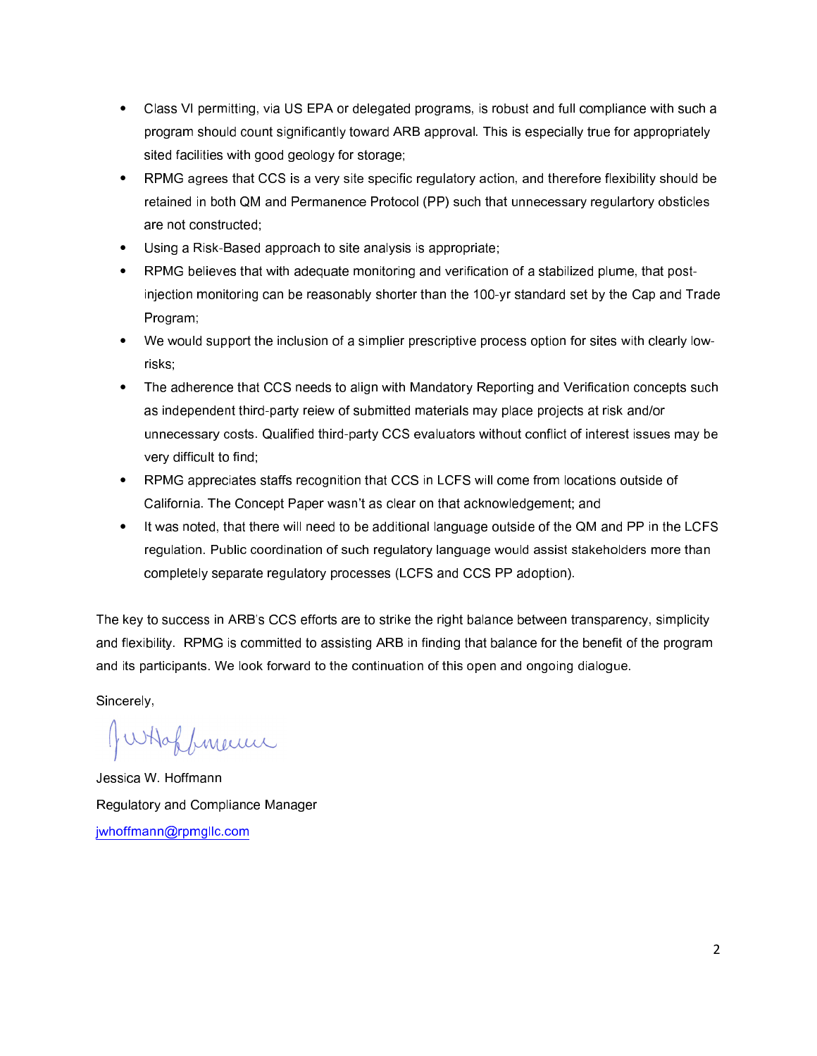- Class VI permitting, via US EPA or delegated programs, is robust and full compliance with such a program should count significantly toward ARB approval. This is especially true for appropriately sited facilities with good geology for storage;
- RPMG agrees that CCS is a very site specific regulatory action, and therefore flexibility should be retained in both QM and Permanence Protocol (PP) such that unnecessary regulartory obsticles are not constructed;
- Using a Risk-Based approach to site analysis is appropriate;
- RPMG believes that with adequate monitoring and verification of a stabilized plume, that post-injection monitoring can be reasonably shorter than the 100-yr standard set by the Cap and Trade Program;
- We would support the inclusion of a simplier prescriptive process option for sites with clearly low-risks;
- The adherence that CCS needs to align with Mandatory Reporting and Verification concepts such as independent third-party reiew of submitted materials may place projects at risk and/or unnecessary costs. Qualified third-party CCS evaluators without conflict of interest issues may be very difficult to find;
- RPMG appreciates staffs recognition that CCS in LCFS will come from locations outside of California. The Concept Paper wasn't as clear on that acknowledgement; and
- It was noted, that there will need to be additional language outside of the QM and PP in the LCFS regulation. Public coordination of such regulatory language would assist stakeholders more than completely separate regulatory processes (LCFS and CCS PP adoption).

The key to success in ARB's CCS efforts are to strike the right balance between transparency, simplicity and flexibility. RPMG is committed to assisting ARB in finding that balance for the benefit of the program and its participants. We look forward to the continuation of this open and ongoing dialogue.

Sincerely,

Jessica W. Hoffmann

Regulatory and Compliance Manager

jwhoffmann@rpmgllc.com